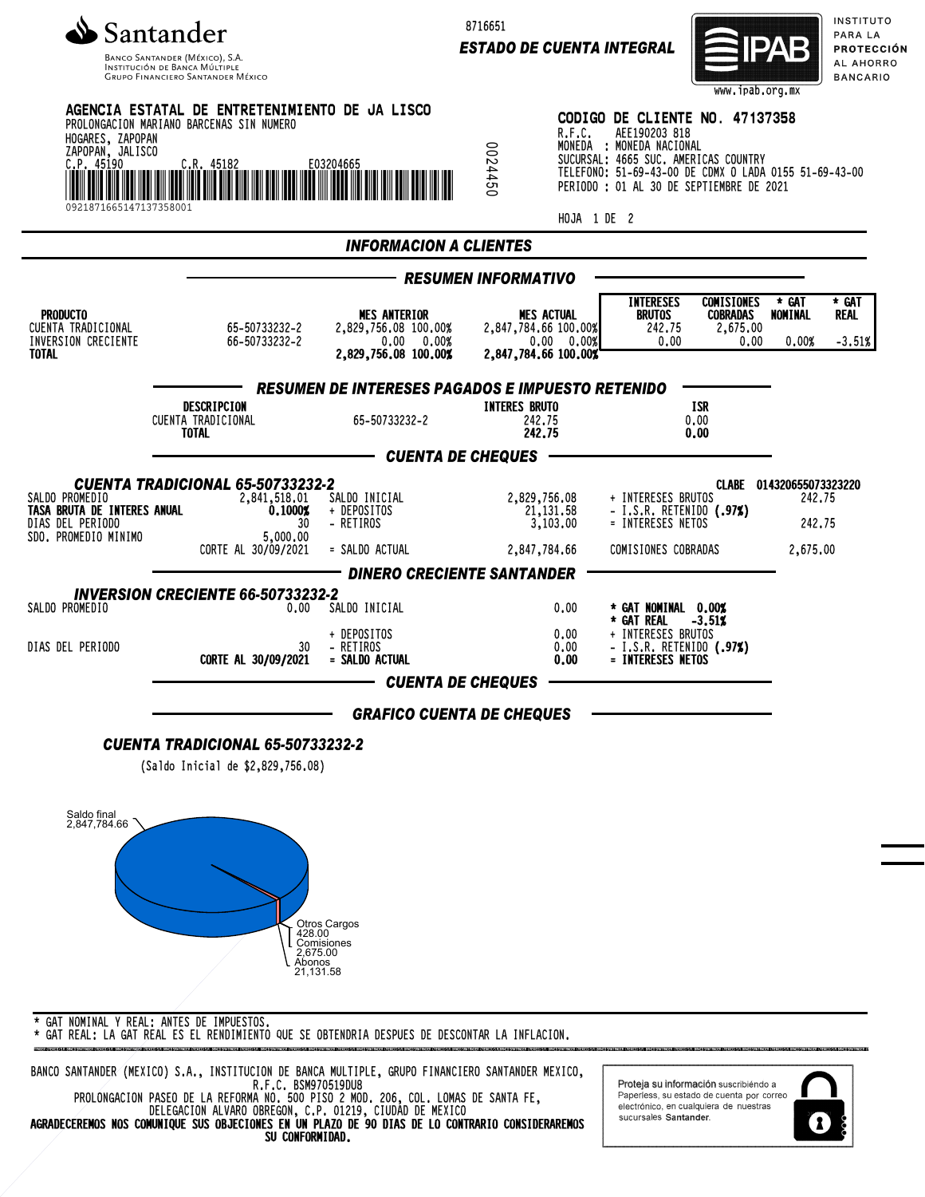# Santander

BANCO SANTANDER (MÉXICO), S.A.
INSTITUCIÓN DE BANCA MÚLTIPLE
GRUPO FINANCIERO SANTANDER MÉXICO

8716651

**ESTADO DE CUENTA INTEGRAL**

IPAB — INSTITUTO PARA LA PROTECCIÓN AL AHORRO BANCARIO
www.ipab.org.mx

**AGENCIA ESTATAL DE ENTRETENIMIENTO DE JA LISCO**
PROLONGACION MARIANO BARCENAS SIN NUMERO
HOGARES, ZAPOPAN
ZAPOPAN, JALISCO
C.P. 45190 C.R. 45182 E03204665
09218716651471373580001

0024450

**CODIGO DE CLIENTE NO. 47137358**
R.F.C. AEE190203 818
MONEDA : MONEDA NACIONAL
SUCURSAL: 4665 SUC. AMERICAS COUNTRY
TELEFONO: 51-69-43-00 DE CDMX O LADA 0155 51-69-43-00
PERIODO : 01 AL 30 DE SEPTIEMBRE DE 2021

HOJA 1 DE 2

## INFORMACION A CLIENTES

### RESUMEN INFORMATIVO

| PRODUCTO | | MES ANTERIOR | MES ACTUAL | INTERESES BRUTOS | COMISIONES COBRADAS | * GAT NOMINAL | * GAT REAL |
|---|---|---|---|---|---|---|---|
| CUENTA TRADICIONAL | 65-50733232-2 | 2,829,756.08 100.00% | 2,847,784.66 100.00% | 242.75 | 2,675.00 | | |
| INVERSION CRECIENTE | 66-50733232-2 | 0.00 0.00% | 0.00 0.00% | 0.00 | 0.00 | 0.00% | -3.51% |
| **TOTAL** | | **2,829,756.08 100.00%** | **2,847,784.66 100.00%** | | | | |

### RESUMEN DE INTERESES PAGADOS E IMPUESTO RETENIDO

| DESCRIPCION | | INTERES BRUTO | ISR |
|---|---|---|---|
| CUENTA TRADICIONAL | 65-50733232-2 | 242.75 | 0.00 |
| **TOTAL** | | **242.75** | **0.00** |

### CUENTA DE CHEQUES

#### CUENTA TRADICIONAL 65-50733232-2

CLABE 014320655073323220

| | | | | | |
|---|---|---|---|---|---|
| SALDO PROMEDIO | 2,841,518.01 | SALDO INICIAL | 2,829,756.08 | + INTERESES BRUTOS | 242.75 |
| **TASA BRUTA DE INTERES ANUAL** | **0.1000%** | + DEPOSITOS | 21,131.58 | - I.S.R. RETENIDO (.97%) | |
| DIAS DEL PERIODO | 30 | - RETIROS | 3,103.00 | = INTERESES NETOS | 242.75 |
| SDO. PROMEDIO MINIMO | 5,000.00 | | | | |
| | CORTE AL 30/09/2021 | = SALDO ACTUAL | 2,847,784.66 | COMISIONES COBRADAS | 2,675.00 |

### DINERO CRECIENTE SANTANDER

#### INVERSION CRECIENTE 66-50733232-2

| | | | | | |
|---|---|---|---|---|---|
| SALDO PROMEDIO | 0.00 | SALDO INICIAL | 0.00 | **\* GAT NOMINAL** | **0.00%** |
| | | | | **\* GAT REAL** | **-3.51%** |
| | | + DEPOSITOS | 0.00 | + INTERESES BRUTOS | |
| DIAS DEL PERIODO | 30 | - RETIROS | 0.00 | - I.S.R. RETENIDO (.97%) | |
| | **CORTE AL 30/09/2021** | **= SALDO ACTUAL** | **0.00** | **= INTERESES NETOS** | |

### CUENTA DE CHEQUES

### GRAFICO CUENTA DE CHEQUES

#### CUENTA TRADICIONAL 65-50733232-2

(Saldo Inicial de $2,829,756.08)

Saldo final 2,847,784.66
Otros Cargos 428.00
Comisiones 2,675.00
Abonos 21,131.58

\* GAT NOMINAL Y REAL: ANTES DE IMPUESTOS.
\* GAT REAL: LA GAT REAL ES EL RENDIMIENTO QUE SE OBTENDRIA DESPUES DE DESCONTAR LA INFLACION.

BANCO SANTANDER (MEXICO) S.A., INSTITUCION DE BANCA MULTIPLE, GRUPO FINANCIERO SANTANDER MEXICO,
R.F.C. BSM970519DU8
PROLONGACION PASEO DE LA REFORMA NO. 500 PISO 2 MOD. 206, COL. LOMAS DE SANTA FE,
DELEGACION ALVARO OBREGON, C.P. 01219, CIUDAD DE MEXICO
**AGRADECEREMOS NOS COMUNIQUE SUS OBJECIONES EN UN PLAZO DE 90 DIAS DE LO CONTRARIO CONSIDERAREMOS SU CONFORMIDAD.**

Proteja su información suscribiéndo a Paperless, su estado de cuenta por correo electrónico, en cualquiera de nuestras sucursales **Santander**.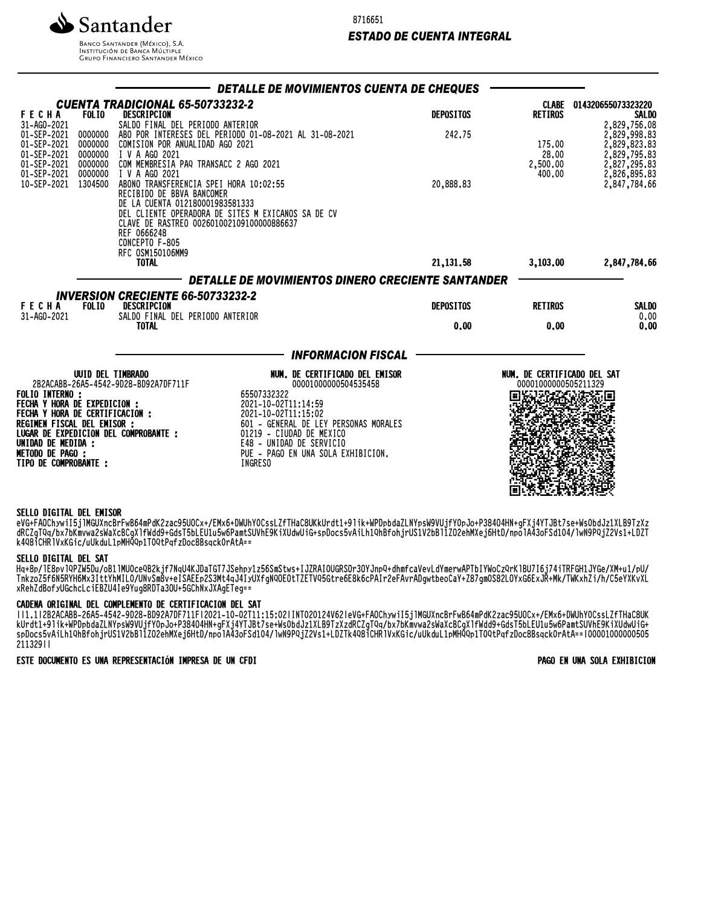Santander

Banco Santander (México), S.A.
Institución de Banca Múltiple
Grupo Financiero Santander México

8716651

***ESTADO DE CUENTA INTEGRAL***

## DETALLE DE MOVIMIENTOS CUENTA DE CHEQUES

### CUENTA TRADICIONAL 65-50733232-2

CLABE 014320655073323220

| FECHA | FOLIO | DESCRIPCION | DEPOSITOS | RETIROS | SALDO |
|---|---|---|---|---|---|
| 31-AGO-2021 | | SALDO FINAL DEL PERIODO ANTERIOR | | | 2,829,756.08 |
| 01-SEP-2021 | 0000000 | ABO POR INTERESES DEL PERIODO 01-08-2021 AL 31-08-2021 | 242.75 | | 2,829,998.83 |
| 01-SEP-2021 | 0000000 | COMISION POR ANUALIDAD AGO 2021 | | 175.00 | 2,829,823.83 |
| 01-SEP-2021 | 0000000 | I V A AGO 2021 | | 28.00 | 2,829,795.83 |
| 01-SEP-2021 | 0000000 | COM MEMBRESIA PAQ TRANSACC 2 AGO 2021 | | 2,500.00 | 2,827,295.83 |
| 01-SEP-2021 | 0000000 | I V A AGO 2021 | | 400.00 | 2,826,895.83 |
| 10-SEP-2021 | 1304500 | ABONO TRANSFERENCIA SPEI HORA 10:02:55<br>RECIBIDO DE BBVA BANCOMER<br>DE LA CUENTA 012180001983581333<br>DEL CLIENTE OPERADORA DE SITES M EXICANOS SA DE CV<br>CLAVE DE RASTREO 002601002109100000886637<br>REF 0666248<br>CONCEPTO F-805<br>RFC OSM150106MM9 | 20,888.83 | | 2,847,784.66 |
| | | **TOTAL** | **21,131.58** | **3,103.00** | **2,847,784.66** |

## DETALLE DE MOVIMIENTOS DINERO CRECIENTE SANTANDER

### INVERSION CRECIENTE 66-50733232-2

| FECHA | FOLIO | DESCRIPCION | DEPOSITOS | RETIROS | SALDO |
|---|---|---|---|---|---|
| 31-AGO-2021 | | SALDO FINAL DEL PERIODO ANTERIOR | | | 0.00 |
| | | **TOTAL** | **0.00** | **0.00** | **0.00** |

## INFORMACION FISCAL

| UUID DEL TIMBRADO | NUM. DE CERTIFICADO DEL EMISOR | NUM. DE CERTIFICADO DEL SAT |
|---|---|---|
| 2B2ACABB-26A5-4542-9D28-BD92A7DF711F | 00001000000504535458 | 00001000000505211329 |

**FOLIO INTERNO :** 65507332322
**FECHA Y HORA DE EXPEDICION :** 2021-10-02T11:14:59
**FECHA Y HORA DE CERTIFICACION :** 2021-10-02T11:15:02
**REGIMEN FISCAL DEL EMISOR :** 601 - GENERAL DE LEY PERSONAS MORALES
**LUGAR DE EXPEDICION DEL COMPROBANTE :** 01219 - CIUDAD DE MEXICO
**UNIDAD DE MEDIDA :** E48 - UNIDAD DE SERVICIO
**METODO DE PAGO :** PUE - PAGO EN UNA SOLA EXHIBICION.
**TIPO DE COMPROBANTE :** INGRESO

**SELLO DIGITAL DEL EMISOR**

eVG+FAOChywiI5jlMGUXncBrFwB64mPdK2zac95UOCx+/EMx6+DWUhYOCssLZfTHaC8UKkUrdt1+9lik+WPDpbdaZLNYpsW9VUjfYOpJo+P38404HN+gFXj4YTJBt7se+WsObdJz1XLB9TzXzdRCZgTQq/bx7bKmvwa2sWaXcBCgXlfWdd9+GdsT5bLEU1u5w6PamtSUVhE9KiXUdwUiG+spDocs5vAiLh1QhBfohjrUS1V2bBllZO2ehMXej6HtD/npo1A43oFSd104/lwN9PQjZ2Vs1+LDZTk4Q8iCHRlVxKGic/uUkduL1pMHQQp1TOQtPqfzDoc8BsqckOrAtA==

**SELLO DIGITAL DEL SAT**

Hq+8p/lE8pvlQPZW5Du/oB1lMUOceQB2kjf7NqU4KJDaTGT7JSehpy1z56SmStws+IJZRAIOUGRSOr30YJnpQ+dhmfcaVevLdYmerwAPTbIYWoCzQrKlBU7I6j74iTRFGH1JYGe/XM+u1/pU/TnkzoZ5f6N5RYH6Mx3IttYhMILO/UNvSm8v+eISAEEp2S3Mt4qJ4IyUXfgNQOEOtTZETVQ5Gtre6E8k6cPAIr2eFAvrADgwtbeoCaY+Z87gmOS82LOYxG6ExJR+Mk/TWKxhZi/h/C5eYXKvXLxRehZdBofyUGchcLciEBZU4Ie9Yug8RDTa3OU+5GChNxJXAgETeg==

**CADENA ORIGINAL DEL COMPLEMENTO DE CERTIFICACION DEL SAT**

||1.1|2B2ACABB-26A5-4542-9D28-BD92A7DF711F|2021-10-02T11:15:02|INT020124V62|eVG+FAOChywiI5jlMGUXncBrFwB64mPdK2zac95UOCx+/EMx6+DWUhYOCssLZfTHaC8UKkUrdt1+9lik+WPDpbdaZLNYpsW9VUjfYOpJo+P38404HN+gFXj4YTJBt7se+WsObdJz1XLB9TzXzdRCZgTQq/bx7bKmvwa2sWaXcBCgXlfWdd9+GdsT5bLEU1u5w6PamtSUVhE9KiXUdwUiG+spDocs5vAiLh1QhBfohjrUS1V2bBllZO2ehMXej6HtD/npo1A43oFSd104/lwN9PQjZ2Vs1+LDZTk4Q8iCHRlVxKGic/uUkduL1pMHQQp1TOQtPqfzDoc8BsqckOrAtA==|00001000000505211329||

ESTE DOCUMENTO ES UNA REPRESENTACIÓN IMPRESA DE UN CFDI

PAGO EN UNA SOLA EXHIBICION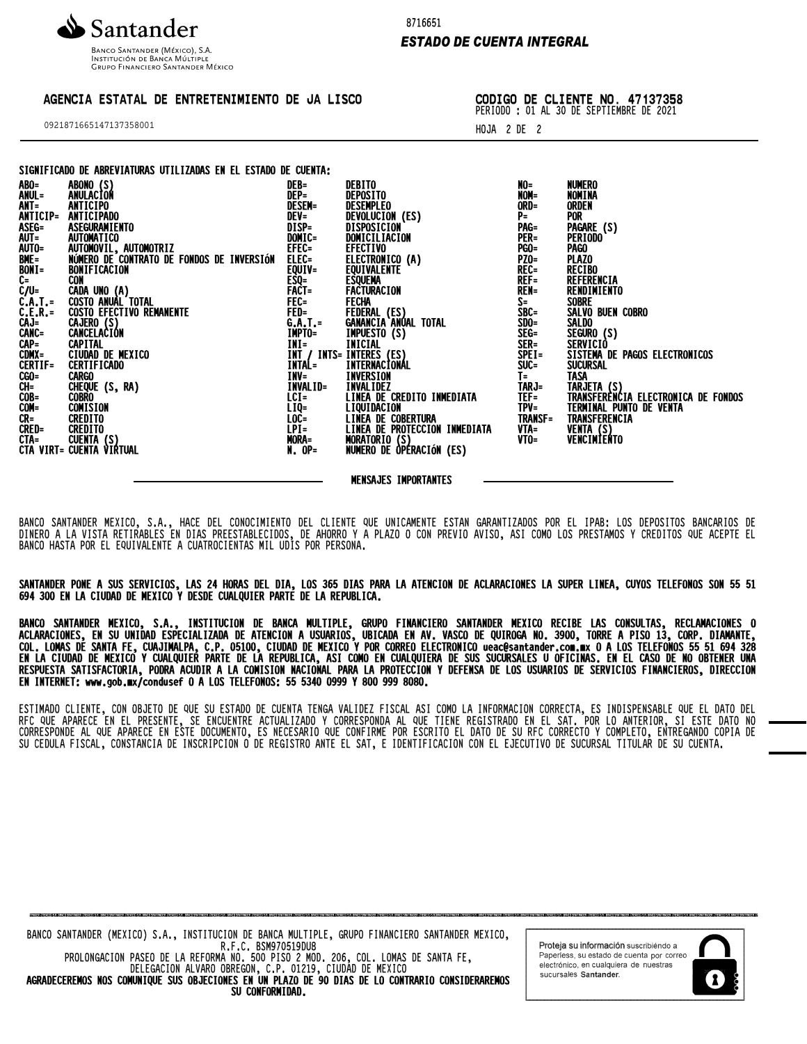**Santander**

BANCO SANTANDER (MÉXICO), S.A.
INSTITUCIÓN DE BANCA MÚLTIPLE
GRUPO FINANCIERO SANTANDER MÉXICO

8716651

***ESTADO DE CUENTA INTEGRAL***

AGENCIA ESTATAL DE ENTRETENIMIENTO DE JA LISCO

09218716651471373580 01

**CODIGO DE CLIENTE NO. 47137358**
PERIODO : 01 AL 30 DE SEPTIEMBRE DE 2021

HOJA 2 DE 2

**SIGNIFICADO DE ABREVIATURAS UTILIZADAS EN EL ESTADO DE CUENTA:**

| | | | | | |
|---|---|---|---|---|---|
| ABO= | ABONO (S) | DEB= | DEBITO | NO= | NUMERO |
| ANUL= | ANULACIÓN | DEP= | DEPOSITO | NOM= | NOMINA |
| ANT= | ANTICIPO | DESEM= | DESEMPLEO | ORD= | ORDEN |
| ANTICIP= | ANTICIPADO | DEV= | DEVOLUCION (ES) | P= | POR |
| ASEG= | ASEGURAMIENTO | DISP= | DISPOSICION | PAG= | PAGARE (S) |
| AUT= | AUTOMATICO | DOMIC= | DOMICILIACION | PER= | PERIODO |
| AUTO= | AUTOMOVIL, AUTOMOTRIZ | EFEC= | EFECTIVO | PGO= | PAGO |
| BME= | NÚMERO DE CONTRATO DE FONDOS DE INVERSIóN | ELEC= | ELECTRONICO (A) | PZO= | PLAZO |
| BONI= | BONIFICACION | EQUIV= | EQUIVALENTE | REC= | RECIBO |
| C= | CON | ESQ= | ESQUEMA | REF= | REFERENCIA |
| C/U= | CADA UNO (A) | FACT= | FACTURACION | REN= | RENDIMIENTO |
| C.A.T.= | COSTO ANUAL TOTAL | FEC= | FECHA | S= | SOBRE |
| C.E.R.= | COSTO EFECTIVO REMANENTE | FED= | FEDERAL (ES) | SBC= | SALVO BUEN COBRO |
| CAJ= | CAJERO (S) | G.A.T.= | GANANCIA ANUAL TOTAL | SDO= | SALDO |
| CANC= | CANCELACIÓN | IMPTO= | IMPUESTO (S) | SEG= | SEGURO (S) |
| CAP= | CAPITAL | INI= | INICIAL | SER= | SERVICIO |
| CDMX= | CIUDAD DE MEXICO | INT / INTS= | INTERES (ES) | SPEI= | SISTEMA DE PAGOS ELECTRONICOS |
| CERTIF= | CERTIFICADO | INTAL= | INTERNACIONAL | SUC= | SUCURSAL |
| CGO= | CARGO | INV= | INVERSION | T= | TASA |
| CH= | CHEQUE (S, RA) | INVALID= | INVALIDEZ | TARJ= | TARJETA (S) |
| COB= | COBRO | LCI= | LINEA DE CREDITO INMEDIATA | TEF= | TRANSFERENCIA ELECTRONICA DE FONDOS |
| COM= | COMISION | LIQ= | LIQUIDACION | TPV= | TERMINAL PUNTO DE VENTA |
| CR= | CREDITO | LOC= | LINEA DE COBERTURA | TRANSF= | TRANSFERENCIA |
| CRED= | CREDITO | LPI= | LINEA DE PROTECCION INMEDIATA | VTA= | VENTA (S) |
| CTA= | CUENTA (S) | MORA= | MORATORIO (S) | VTO= | VENCIMIENTO |
| CTA VIRT= | CUENTA VIRTUAL | N. OP= | NUMERO DE OPERACIÓN (ES) | | |

**MENSAJES IMPORTANTES**

BANCO SANTANDER MEXICO, S.A., HACE DEL CONOCIMIENTO DEL CLIENTE QUE UNICAMENTE ESTAN GARANTIZADOS POR EL IPAB: LOS DEPOSITOS BANCARIOS DE DINERO A LA VISTA RETIRABLES EN DIAS PREESTABLECIDOS, DE AHORRO Y A PLAZO O CON PREVIO AVISO, ASI COMO LOS PRESTAMOS Y CREDITOS QUE ACEPTE EL BANCO HASTA POR EL EQUIVALENTE A CUATROCIENTAS MIL UDIS POR PERSONA.

**SANTANDER PONE A SUS SERVICIOS, LAS 24 HORAS DEL DIA, LOS 365 DIAS PARA LA ATENCION DE ACLARACIONES LA SUPER LINEA, CUYOS TELEFONOS SON 55 51 694 300 EN LA CIUDAD DE MEXICO Y DESDE CUALQUIER PARTE DE LA REPUBLICA.**

**BANCO SANTANDER MEXICO, S.A., INSTITUCION DE BANCA MULTIPLE, GRUPO FINANCIERO SANTANDER MEXICO RECIBE LAS CONSULTAS, RECLAMACIONES O ACLARACIONES, EN SU UNIDAD ESPECIALIZADA DE ATENCION A USUARIOS, UBICADA EN AV. VASCO DE QUIROGA NO. 3900, TORRE A PISO 13, CORP. DIAMANTE, COL. LOMAS DE SANTA FE, CUAJIMALPA, C.P. 05100, CIUDAD DE MEXICO Y POR CORREO ELECTRONICO ueac@santander.com.mx O A LOS TELEFONOS 55 51 694 328 EN LA CIUDAD DE MEXICO Y CUALQUIER PARTE DE LA REPUBLICA, ASI COMO EN CUALQUIERA DE SUS SUCURSALES U OFICINAS. EN EL CASO DE NO OBTENER UNA RESPUESTA SATISFACTORIA, PODRA ACUDIR A LA COMISION NACIONAL PARA LA PROTECCION Y DEFENSA DE LOS USUARIOS DE SERVICIOS FINANCIEROS, DIRECCION EN INTERNET: www.gob.mx/condusef O A LOS TELEFONOS: 55 5340 0999 Y 800 999 8080.**

ESTIMADO CLIENTE, CON OBJETO DE QUE SU ESTADO DE CUENTA TENGA VALIDEZ FISCAL ASI COMO LA INFORMACION CORRECTA, ES INDISPENSABLE QUE EL DATO DEL RFC QUE APARECE EN EL PRESENTE, SE ENCUENTRE ACTUALIZADO Y CORRESPONDA AL QUE TIENE REGISTRADO EN EL SAT. POR LO ANTERIOR, SI ESTE DATO NO CORRESPONDE AL QUE APARECE EN ESTE DOCUMENTO, ES NECESARIO QUE CONFIRME POR ESCRITO EL DATO DE SU RFC CORRECTO Y COMPLETO, ENTREGANDO COPIA DE SU CEDULA FISCAL, CONSTANCIA DE INSCRIPCION O DE REGISTRO ANTE EL SAT, E IDENTIFICACION CON EL EJECUTIVO DE SUCURSAL TITULAR DE SU CUENTA.

BANCO SANTANDER (MEXICO) S.A., INSTITUCION DE BANCA MULTIPLE, GRUPO FINANCIERO SANTANDER MEXICO,
R.F.C. BSM970519DU8
PROLONGACION PASEO DE LA REFORMA NO. 500 PISO 2 MOD. 206, COL. LOMAS DE SANTA FE,
DELEGACION ALVARO OBREGON, C.P. 01219, CIUDAD DE MEXICO
**AGRADECEREMOS NOS COMUNIQUE SUS OBJECIONES EN UN PLAZO DE 90 DIAS DE LO CONTRARIO CONSIDERAREMOS SU CONFORMIDAD.**

Proteja **su información** suscribiéndo a Paperless, su estado de cuenta por correo electrónico, en cualquiera de nuestras sucursales **Santander**.